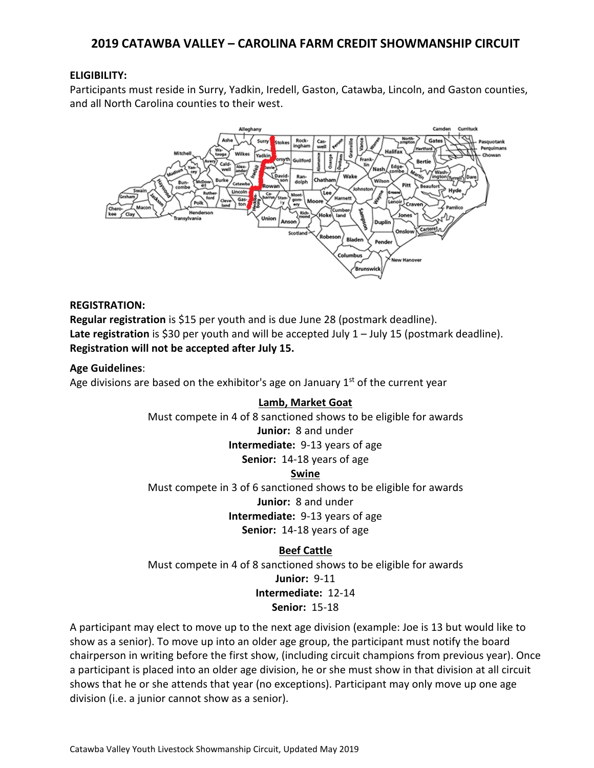# 2019 CATAWBA VALLEY – CAROLINA FARM CREDIT SHOWMANSHIP CIRCUIT

**ELIGIBILITY:**

Participants must reside in Surry, Yadkin, Iredell, Gaston, Catawba, Lincoln, and Gaston counties, and all North Carolina counties to their west.

**REGISTRATION:**

**Regular registration** is $15 per youth and is due June 28 (postmark deadline).
**Late registration** is $30 per youth and will be accepted July 1 – July 15 (postmark deadline).
**Registration will not be accepted after July 15.**

**Age Guidelines**:

Age divisions are based on the exhibitor's age on January 1st of the current year

**Lamb, Market Goat**

Must compete in 4 of 8 sanctioned shows to be eligible for awards

**Junior:** 8 and under
**Intermediate:** 9-13 years of age
**Senior:** 14-18 years of age

**Swine**

Must compete in 3 of 6 sanctioned shows to be eligible for awards

**Junior:** 8 and under
**Intermediate:** 9-13 years of age
**Senior:** 14-18 years of age

**Beef Cattle**

Must compete in 4 of 8 sanctioned shows to be eligible for awards

**Junior:** 9-11
**Intermediate:** 12-14
**Senior:** 15-18

A participant may elect to move up to the next age division (example: Joe is 13 but would like to show as a senior). To move up into an older age group, the participant must notify the board chairperson in writing before the first show, (including circuit champions from previous year). Once a participant is placed into an older age division, he or she must show in that division at all circuit shows that he or she attends that year (no exceptions). Participant may only move up one age division (i.e. a junior cannot show as a senior).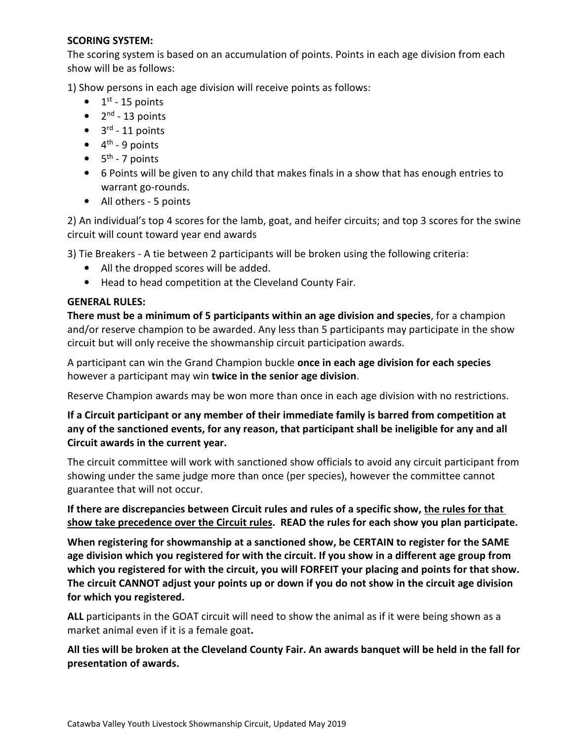**SCORING SYSTEM:**

The scoring system is based on an accumulation of points. Points in each age division from each show will be as follows:

1) Show persons in each age division will receive points as follows:

- 1st - 15 points
- 2nd - 13 points
- 3rd - 11 points
- 4th - 9 points
- 5th - 7 points
- 6 Points will be given to any child that makes finals in a show that has enough entries to warrant go-rounds.
- All others - 5 points

2) An individual's top 4 scores for the lamb, goat, and heifer circuits; and top 3 scores for the swine circuit will count toward year end awards

3) Tie Breakers - A tie between 2 participants will be broken using the following criteria:

- All the dropped scores will be added.
- Head to head competition at the Cleveland County Fair.

**GENERAL RULES:**

**There must be a minimum of 5 participants within an age division and species**, for a champion and/or reserve champion to be awarded. Any less than 5 participants may participate in the show circuit but will only receive the showmanship circuit participation awards.

A participant can win the Grand Champion buckle **once in each age division for each species** however a participant may win **twice in the senior age division**.

Reserve Champion awards may be won more than once in each age division with no restrictions.

**If a Circuit participant or any member of their immediate family is barred from competition at any of the sanctioned events, for any reason, that participant shall be ineligible for any and all Circuit awards in the current year.**

The circuit committee will work with sanctioned show officials to avoid any circuit participant from showing under the same judge more than once (per species), however the committee cannot guarantee that will not occur.

**If there are discrepancies between Circuit rules and rules of a specific show, <u>the rules for that show take precedence over the Circuit rules</u>. READ the rules for each show you plan participate.**

**When registering for showmanship at a sanctioned show, be CERTAIN to register for the SAME age division which you registered for with the circuit. If you show in a different age group from which you registered for with the circuit, you will FORFEIT your placing and points for that show. The circuit CANNOT adjust your points up or down if you do not show in the circuit age division for which you registered.**

**ALL** participants in the GOAT circuit will need to show the animal as if it were being shown as a market animal even if it is a female goat**.**

**All ties will be broken at the Cleveland County Fair. An awards banquet will be held in the fall for presentation of awards.**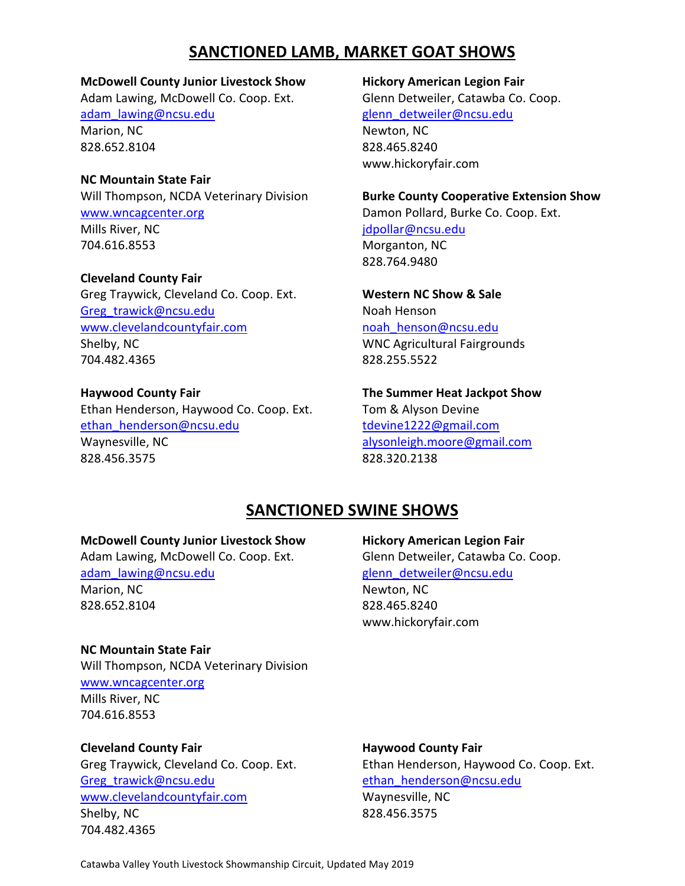# SANCTIONED LAMB, MARKET GOAT SHOWS

**McDowell County Junior Livestock Show**
Adam Lawing, McDowell Co. Coop. Ext.
adam_lawing@ncsu.edu
Marion, NC
828.652.8104

**NC Mountain State Fair**
Will Thompson, NCDA Veterinary Division
www.wncagcenter.org
Mills River, NC
704.616.8553

**Cleveland County Fair**
Greg Traywick, Cleveland Co. Coop. Ext.
Greg_trawick@ncsu.edu
www.clevelandcountyfair.com
Shelby, NC
704.482.4365

**Haywood County Fair**
Ethan Henderson, Haywood Co. Coop. Ext.
ethan_henderson@ncsu.edu
Waynesville, NC
828.456.3575

**Hickory American Legion Fair**
Glenn Detweiler, Catawba Co. Coop.
glenn_detweiler@ncsu.edu
Newton, NC
828.465.8240
www.hickoryfair.com

**Burke County Cooperative Extension Show**
Damon Pollard, Burke Co. Coop. Ext.
jdpollar@ncsu.edu
Morganton, NC
828.764.9480

**Western NC Show & Sale**
Noah Henson
noah_henson@ncsu.edu
WNC Agricultural Fairgrounds
828.255.5522

**The Summer Heat Jackpot Show**
Tom & Alyson Devine
tdevine1222@gmail.com
alysonleigh.moore@gmail.com
828.320.2138

# SANCTIONED SWINE SHOWS

**McDowell County Junior Livestock Show**
Adam Lawing, McDowell Co. Coop. Ext.
adam_lawing@ncsu.edu
Marion, NC
828.652.8104

**NC Mountain State Fair**
Will Thompson, NCDA Veterinary Division
www.wncagcenter.org
Mills River, NC
704.616.8553

**Cleveland County Fair**
Greg Traywick, Cleveland Co. Coop. Ext.
Greg_trawick@ncsu.edu
www.clevelandcountyfair.com
Shelby, NC
704.482.4365

**Hickory American Legion Fair**
Glenn Detweiler, Catawba Co. Coop.
glenn_detweiler@ncsu.edu
Newton, NC
828.465.8240
www.hickoryfair.com

**Haywood County Fair**
Ethan Henderson, Haywood Co. Coop. Ext.
ethan_henderson@ncsu.edu
Waynesville, NC
828.456.3575

Catawba Valley Youth Livestock Showmanship Circuit, Updated May 2019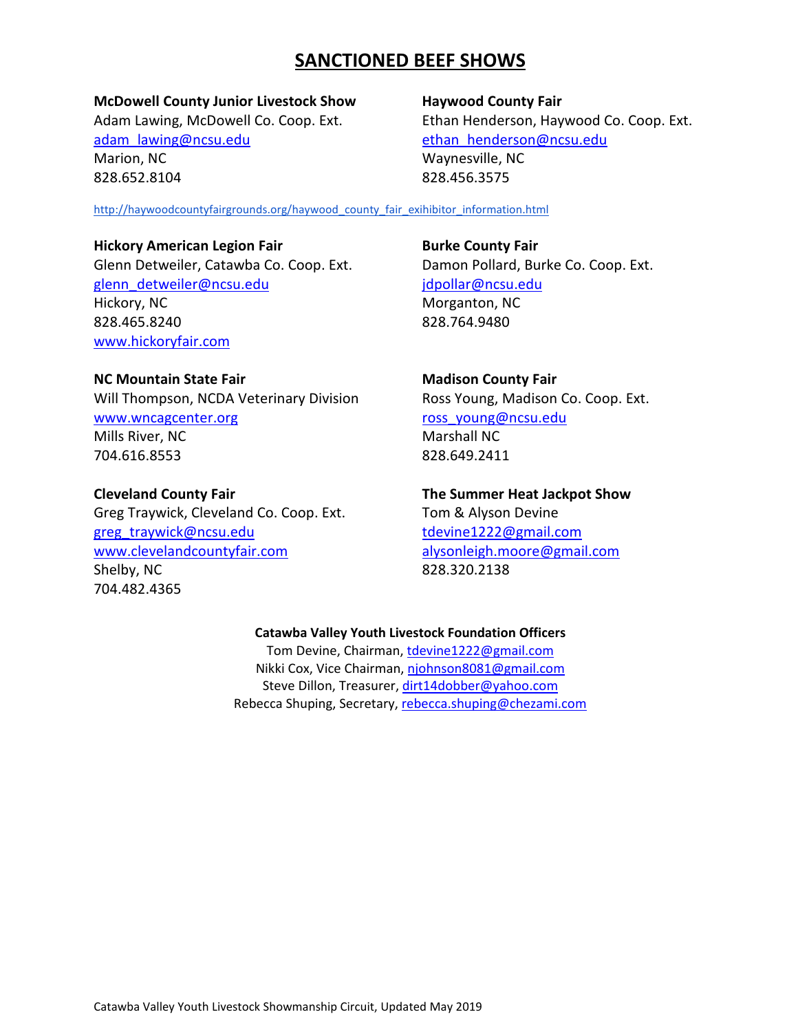# SANCTIONED BEEF SHOWS

**McDowell County Junior Livestock Show**
Adam Lawing, McDowell Co. Coop. Ext.
adam_lawing@ncsu.edu
Marion, NC
828.652.8104

**Haywood County Fair**
Ethan Henderson, Haywood Co. Coop. Ext.
ethan_henderson@ncsu.edu
Waynesville, NC
828.456.3575

http://haywoodcountyfairgrounds.org/haywood_county_fair_exihibitor_information.html

**Hickory American Legion Fair**
Glenn Detweiler, Catawba Co. Coop. Ext.
glenn_detweiler@ncsu.edu
Hickory, NC
828.465.8240
www.hickoryfair.com

**Burke County Fair**
Damon Pollard, Burke Co. Coop. Ext.
jdpollar@ncsu.edu
Morganton, NC
828.764.9480

**NC Mountain State Fair**
Will Thompson, NCDA Veterinary Division
www.wncagcenter.org
Mills River, NC
704.616.8553

**Madison County Fair**
Ross Young, Madison Co. Coop. Ext.
ross_young@ncsu.edu
Marshall NC
828.649.2411

**Cleveland County Fair**
Greg Traywick, Cleveland Co. Coop. Ext.
greg_traywick@ncsu.edu
www.clevelandcountyfair.com
Shelby, NC
704.482.4365

**The Summer Heat Jackpot Show**
Tom & Alyson Devine
tdevine1222@gmail.com
alysonleigh.moore@gmail.com
828.320.2138

**Catawba Valley Youth Livestock Foundation Officers**
Tom Devine, Chairman, tdevine1222@gmail.com
Nikki Cox, Vice Chairman, njohnson8081@gmail.com
Steve Dillon, Treasurer, dirt14dobber@yahoo.com
Rebecca Shuping, Secretary, rebecca.shuping@chezami.com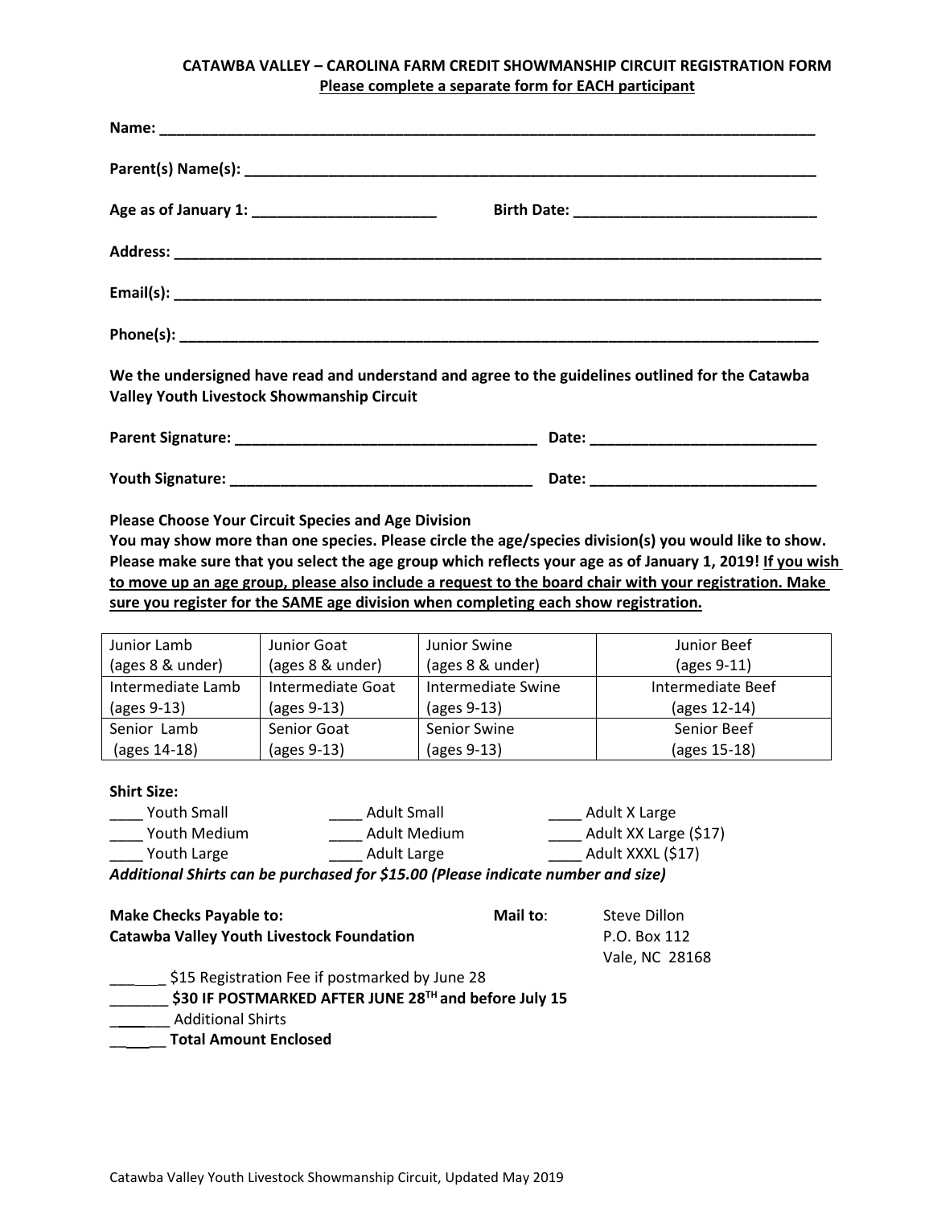**CATAWBA VALLEY – CAROLINA FARM CREDIT SHOWMANSHIP CIRCUIT REGISTRATION FORM**

**Please complete a separate form for EACH participant**

**Name:** ______________________________________________________________________________

**Parent(s) Name(s):** ____________________________________________________________________

**Age as of January 1:** ______________________ **Birth Date:** _____________________________

**Address:** ____________________________________________________________________________

**Email(s):** ____________________________________________________________________________

**Phone(s):** ___________________________________________________________________________

**We the undersigned have read and understand and agree to the guidelines outlined for the Catawba Valley Youth Livestock Showmanship Circuit**

**Parent Signature:** ____________________________________ **Date:** ___________________________

**Youth Signature:** ____________________________________ **Date:** ___________________________

**Please Choose Your Circuit Species and Age Division**

**You may show more than one species. Please circle the age/species division(s) you would like to show. Please make sure that you select the age group which reflects your age as of January 1, 2019! <u>If you wish to move up an age group, please also include a request to the board chair with your registration. Make sure you register for the SAME age division when completing each show registration.</u>**

| | | | |
|---|---|---|---|
| Junior Lamb (ages 8 & under) | Junior Goat (ages 8 & under) | Junior Swine (ages 8 & under) | Junior Beef (ages 9-11) |
| Intermediate Lamb (ages 9-13) | Intermediate Goat (ages 9-13) | Intermediate Swine (ages 9-13) | Intermediate Beef (ages 12-14) |
| Senior Lamb (ages 14-18) | Senior Goat (ages 9-13) | Senior Swine (ages 9-13) | Senior Beef (ages 15-18) |

**Shirt Size:**

____ Youth Small ____ Adult Small ____ Adult X Large

____ Youth Medium ____ Adult Medium ____ Adult XX Large ($17)

____ Youth Large ____ Adult Large ____ Adult XXXL ($17)

***Additional Shirts can be purchased for $15.00 (Please indicate number and size)***

**Make Checks Payable to:**
**Catawba Valley Youth Livestock Foundation**

**Mail to**: Steve Dillon
P.O. Box 112
Vale, NC 28168

_______ $15 Registration Fee if postmarked by June 28

_______ **$30 IF POSTMARKED AFTER JUNE 28TH and before July 15**

_______ Additional Shirts

_______ **Total Amount Enclosed**

Catawba Valley Youth Livestock Showmanship Circuit, Updated May 2019